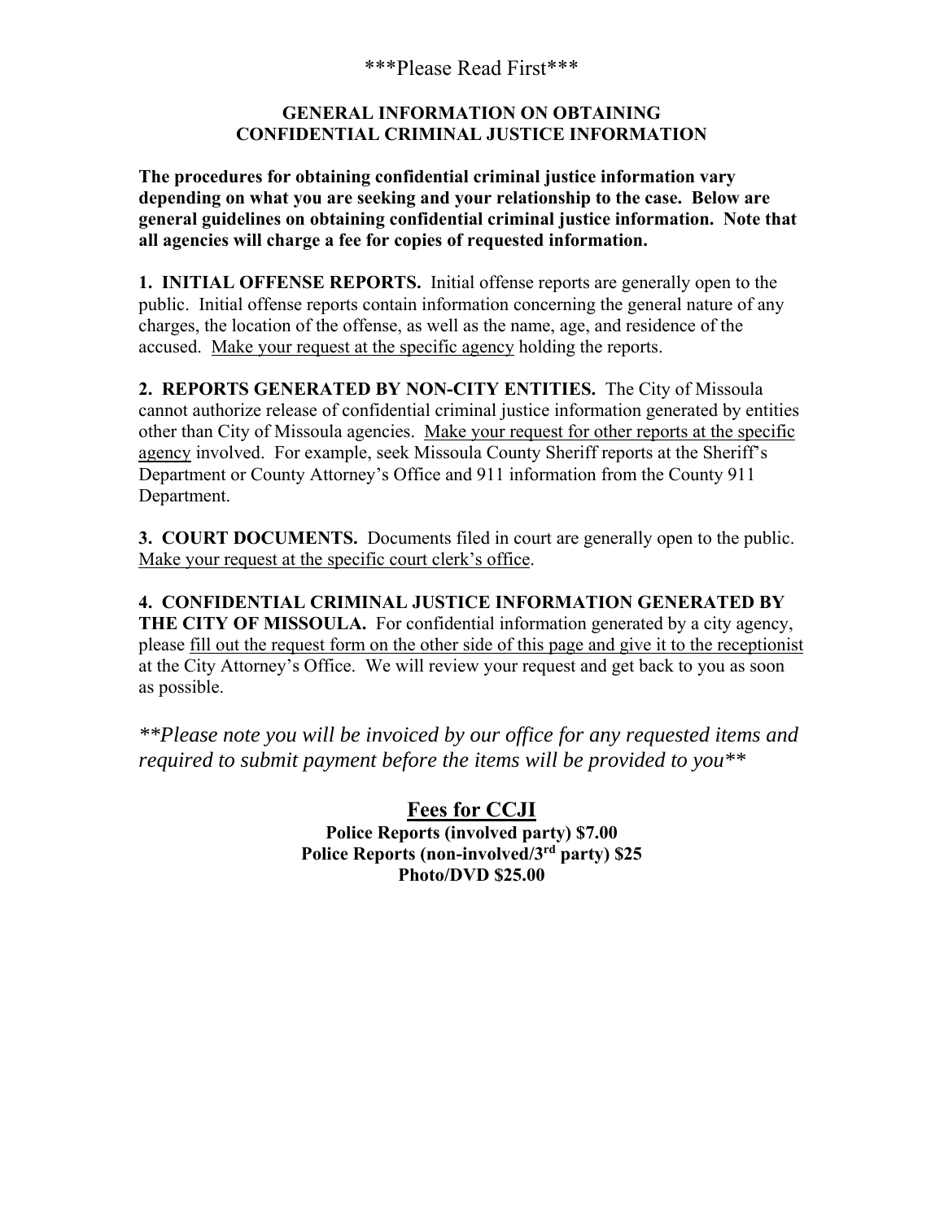\*\*\*Please Read First\*\*\*

## GENERAL INFORMATION ON OBTAINING CONFIDENTIAL CRIMINAL JUSTICE INFORMATION

**The procedures for obtaining confidential criminal justice information vary depending on what you are seeking and your relationship to the case. Below are general guidelines on obtaining confidential criminal justice information. Note that all agencies will charge a fee for copies of requested information.**

**1. INITIAL OFFENSE REPORTS.** Initial offense reports are generally open to the public. Initial offense reports contain information concerning the general nature of any charges, the location of the offense, as well as the name, age, and residence of the accused. <u>Make your request at the specific agency</u> holding the reports.

**2. REPORTS GENERATED BY NON-CITY ENTITIES.** The City of Missoula cannot authorize release of confidential criminal justice information generated by entities other than City of Missoula agencies. <u>Make your request for other reports at the specific agency</u> involved. For example, seek Missoula County Sheriff reports at the Sheriff's Department or County Attorney's Office and 911 information from the County 911 Department.

**3. COURT DOCUMENTS.** Documents filed in court are generally open to the public. <u>Make your request at the specific court clerk's office</u>.

**4. CONFIDENTIAL CRIMINAL JUSTICE INFORMATION GENERATED BY THE CITY OF MISSOULA.** For confidential information generated by a city agency, please <u>fill out the request form on the other side of this page and give it to the receptionist</u> at the City Attorney's Office. We will review your request and get back to you as soon as possible.

*\*\*Please note you will be invoiced by our office for any requested items and required to submit payment before the items will be provided to you\*\**

## <u>Fees for CCJI</u>

**Police Reports (involved party) $7.00**
**Police Reports (non-involved/3rd party) $25**
**Photo/DVD $25.00**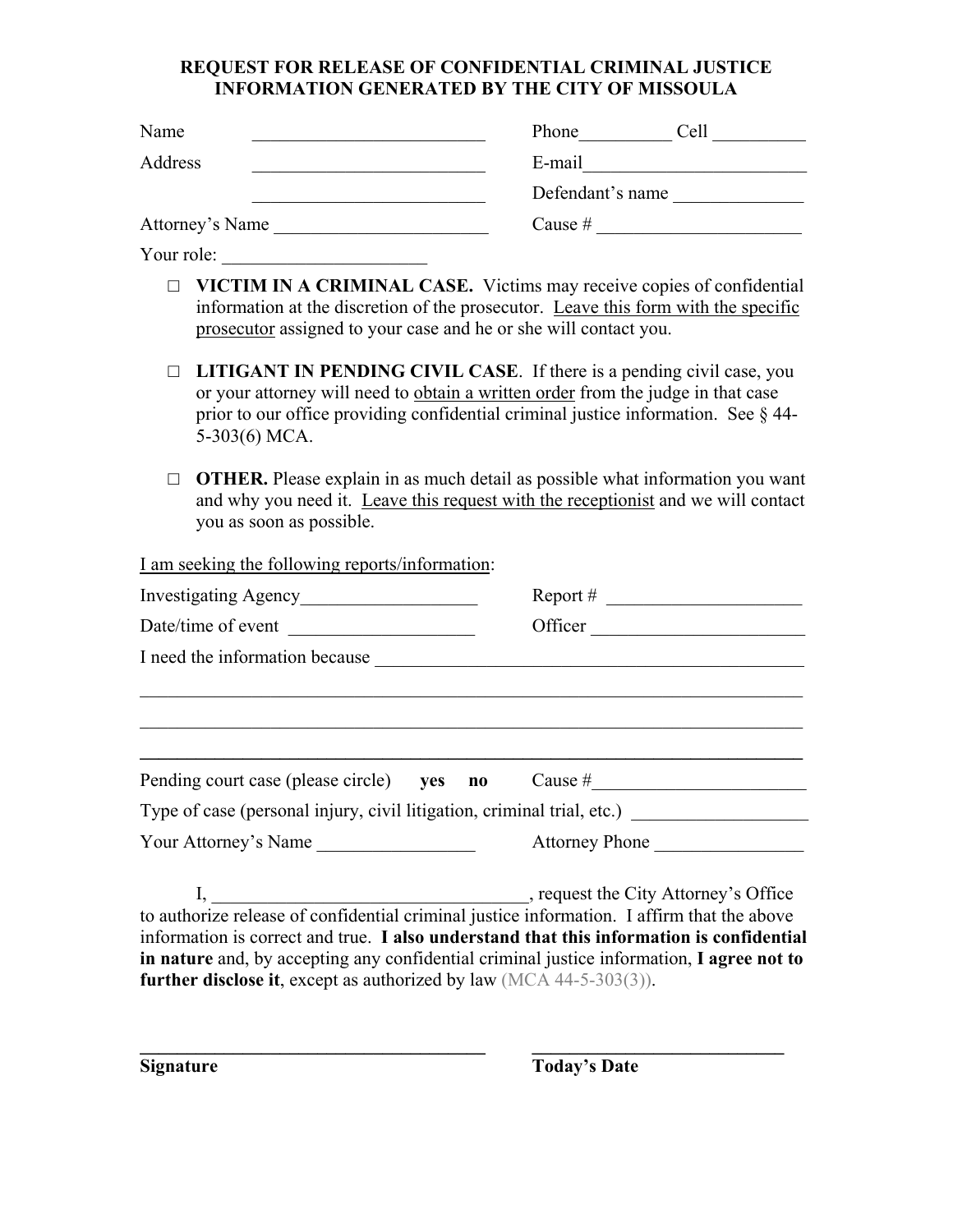## REQUEST FOR RELEASE OF CONFIDENTIAL CRIMINAL JUSTICE INFORMATION GENERATED BY THE CITY OF MISSOULA

Name ________________________ Phone__________ Cell __________

Address ________________________ E-mail________________________

________________________ Defendant's name ______________

Attorney's Name ______________________ Cause # ______________________

Your role: ______________________

- □ **VICTIM IN A CRIMINAL CASE.** Victims may receive copies of confidential information at the discretion of the prosecutor. Leave this form with the specific prosecutor assigned to your case and he or she will contact you.

- □ **LITIGANT IN PENDING CIVIL CASE**. If there is a pending civil case, you or your attorney will need to obtain a written order from the judge in that case prior to our office providing confidential criminal justice information. See § 44-5-303(6) MCA.

- □ **OTHER.** Please explain in as much detail as possible what information you want and why you need it. Leave this request with the receptionist and we will contact you as soon as possible.

I am seeking the following reports/information:

Investigating Agency___________________ Report # ______________________

Date/time of event ___________________ Officer ______________________

I need the information because ______________________________________________

______________________________________________________________________

______________________________________________________________________

______________________________________________________________________

Pending court case (please circle) **yes** **no** Cause #______________________

Type of case (personal injury, civil litigation, criminal trial, etc.) ___________________

Your Attorney's Name ________________ Attorney Phone ________________

I, _________________________________, request the City Attorney's Office to authorize release of confidential criminal justice information. I affirm that the above information is correct and true. **I also understand that this information is confidential in nature** and, by accepting any confidential criminal justice information, **I agree not to further disclose it**, except as authorized by law (MCA 44-5-303(3)).

______________________________________ ____________________________

**Signature** **Today's Date**